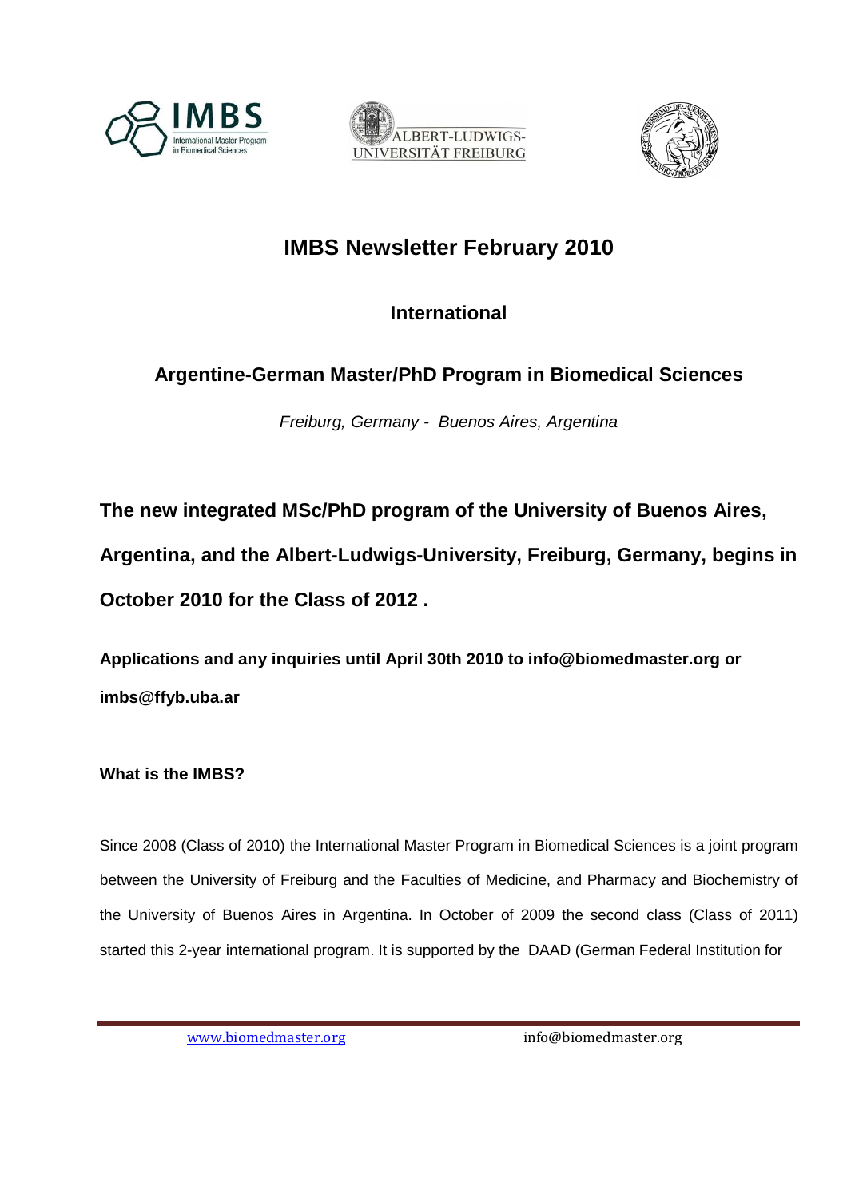# IMBS Newsletter February 2010

## International

## Argentine-German Master/PhD Program in Biomedical Sciences

*Freiburg, Germany - Buenos Aires, Argentina*

**The new integrated MSc/PhD program of the University of Buenos Aires, Argentina, and the Albert-Ludwigs-University, Freiburg, Germany, begins in October 2010 for the Class of 2012 .**

**Applications and any inquiries until April 30th 2010 to info@biomedmaster.org or imbs@ffyb.uba.ar**

**What is the IMBS?**

Since 2008 (Class of 2010) the International Master Program in Biomedical Sciences is a joint program between the University of Freiburg and the Faculties of Medicine, and Pharmacy and Biochemistry of the University of Buenos Aires in Argentina. In October of 2009 the second class (Class of 2011) started this 2-year international program. It is supported by the DAAD (German Federal Institution for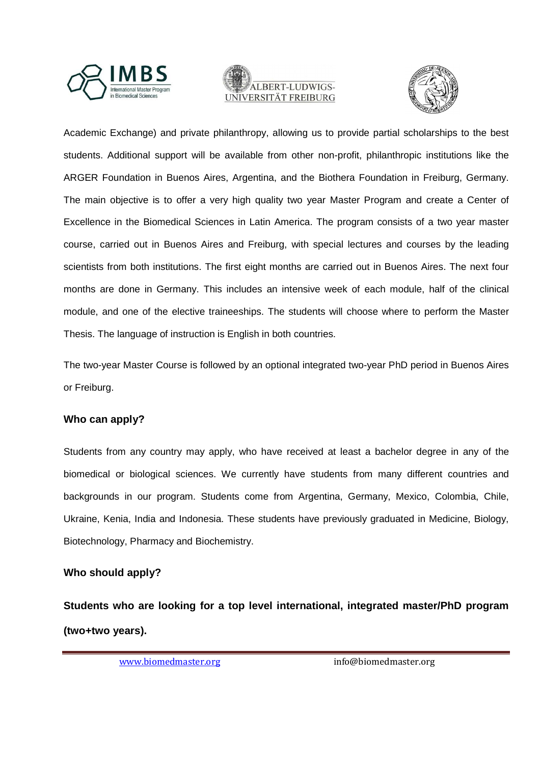Academic Exchange) and private philanthropy, allowing us to provide partial scholarships to the best students. Additional support will be available from other non-profit, philanthropic institutions like the ARGER Foundation in Buenos Aires, Argentina, and the Biothera Foundation in Freiburg, Germany. The main objective is to offer a very high quality two year Master Program and create a Center of Excellence in the Biomedical Sciences in Latin America. The program consists of a two year master course, carried out in Buenos Aires and Freiburg, with special lectures and courses by the leading scientists from both institutions. The first eight months are carried out in Buenos Aires. The next four months are done in Germany. This includes an intensive week of each module, half of the clinical module, and one of the elective traineeships. The students will choose where to perform the Master Thesis. The language of instruction is English in both countries.

The two-year Master Course is followed by an optional integrated two-year PhD period in Buenos Aires or Freiburg.

### Who can apply?

Students from any country may apply, who have received at least a bachelor degree in any of the biomedical or biological sciences. We currently have students from many different countries and backgrounds in our program. Students come from Argentina, Germany, Mexico, Colombia, Chile, Ukraine, Kenia, India and Indonesia. These students have previously graduated in Medicine, Biology, Biotechnology, Pharmacy and Biochemistry.

### Who should apply?

**Students who are looking for a top level international, integrated master/PhD program (two+two years).**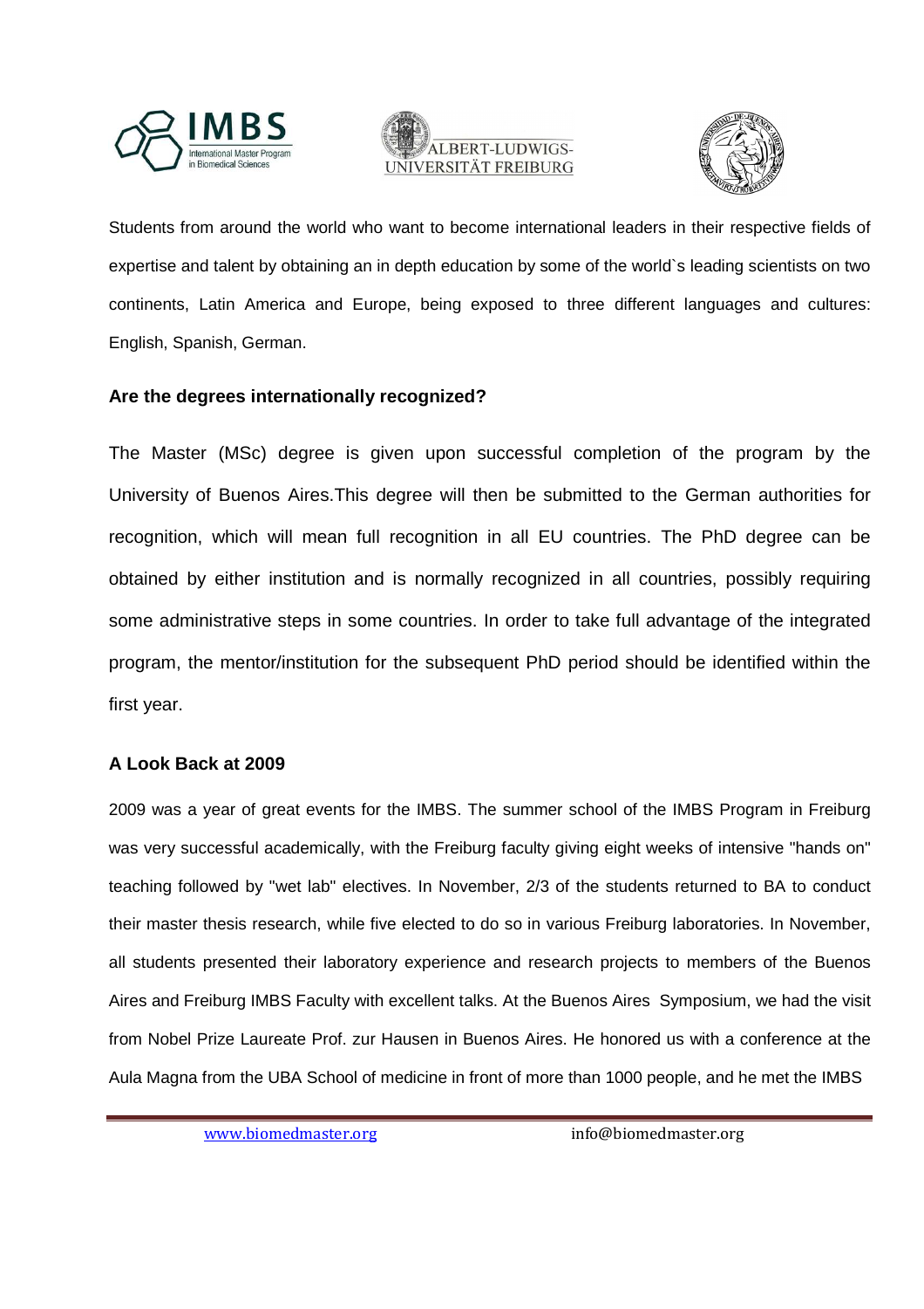Students from around the world who want to become international leaders in their respective fields of expertise and talent by obtaining an in depth education by some of the world`s leading scientists on two continents, Latin America and Europe, being exposed to three different languages and cultures: English, Spanish, German.

**Are the degrees internationally recognized?**

The Master (MSc) degree is given upon successful completion of the program by the University of Buenos Aires.This degree will then be submitted to the German authorities for recognition, which will mean full recognition in all EU countries. The PhD degree can be obtained by either institution and is normally recognized in all countries, possibly requiring some administrative steps in some countries. In order to take full advantage of the integrated program, the mentor/institution for the subsequent PhD period should be identified within the first year.

**A Look Back at 2009**

2009 was a year of great events for the IMBS. The summer school of the IMBS Program in Freiburg was very successful academically, with the Freiburg faculty giving eight weeks of intensive "hands on" teaching followed by "wet lab" electives. In November, 2/3 of the students returned to BA to conduct their master thesis research, while five elected to do so in various Freiburg laboratories. In November, all students presented their laboratory experience and research projects to members of the Buenos Aires and Freiburg IMBS Faculty with excellent talks. At the Buenos Aires Symposium, we had the visit from Nobel Prize Laureate Prof. zur Hausen in Buenos Aires. He honored us with a conference at the Aula Magna from the UBA School of medicine in front of more than 1000 people, and he met the IMBS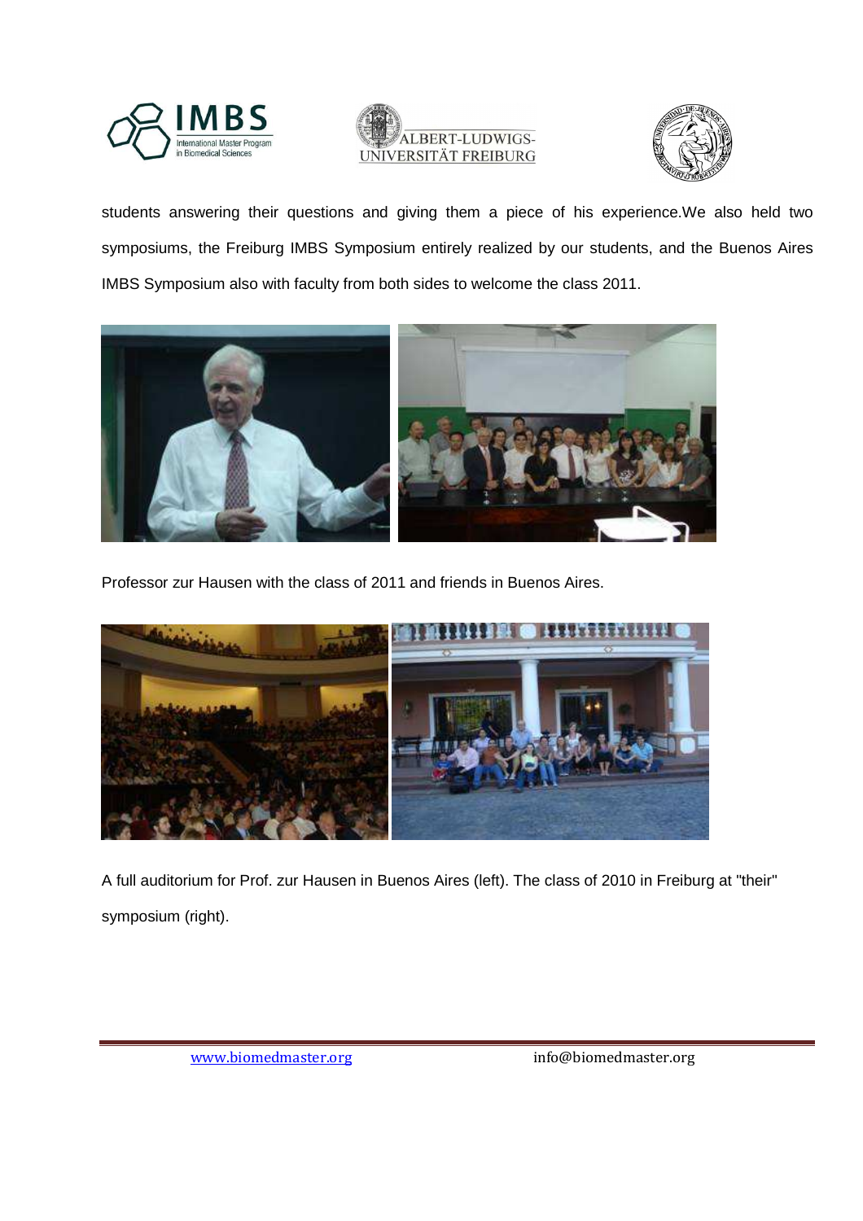students answering their questions and giving them a piece of his experience.We also held two symposiums, the Freiburg IMBS Symposium entirely realized by our students, and the Buenos Aires IMBS Symposium also with faculty from both sides to welcome the class 2011.

Professor zur Hausen with the class of 2011 and friends in Buenos Aires.

A full auditorium for Prof. zur Hausen in Buenos Aires (left). The class of 2010 in Freiburg at "their" symposium (right).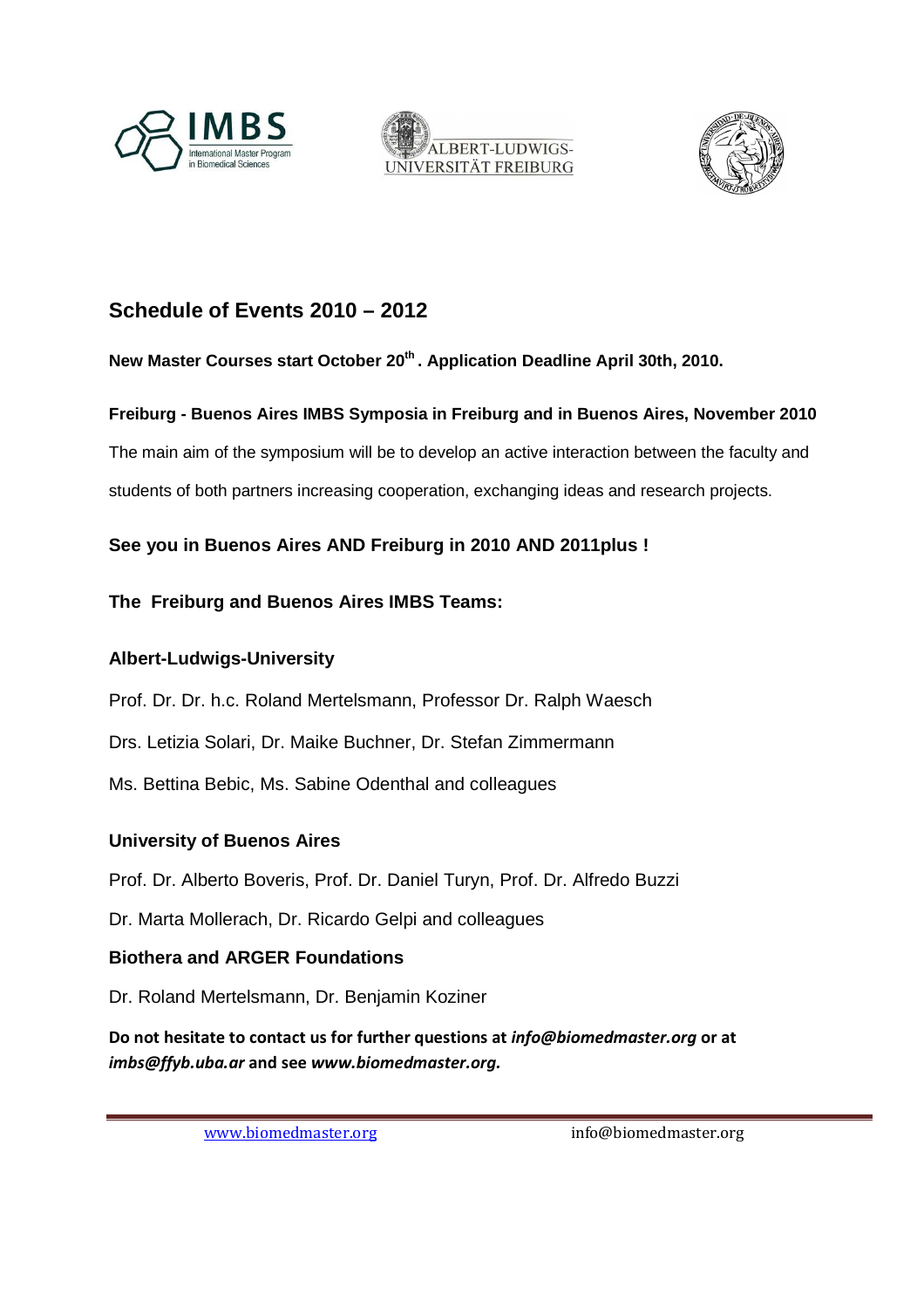## Schedule of Events 2010 – 2012

**New Master Courses start October 20th . Application Deadline April 30th, 2010.**

**Freiburg - Buenos Aires IMBS Symposia in Freiburg and in Buenos Aires, November 2010**

The main aim of the symposium will be to develop an active interaction between the faculty and students of both partners increasing cooperation, exchanging ideas and research projects.

**See you in Buenos Aires AND Freiburg in 2010 AND 2011plus !**

**The Freiburg and Buenos Aires IMBS Teams:**

**Albert-Ludwigs-University**

Prof. Dr. Dr. h.c. Roland Mertelsmann, Professor Dr. Ralph Waesch

Drs. Letizia Solari, Dr. Maike Buchner, Dr. Stefan Zimmermann

Ms. Bettina Bebic, Ms. Sabine Odenthal and colleagues

**University of Buenos Aires**

Prof. Dr. Alberto Boveris, Prof. Dr. Daniel Turyn, Prof. Dr. Alfredo Buzzi

Dr. Marta Mollerach, Dr. Ricardo Gelpi and colleagues

**Biothera and ARGER Foundations**

Dr. Roland Mertelsmann, Dr. Benjamin Koziner

**Do not hesitate to contact us for further questions at *info@biomedmaster.org* or at *imbs@ffyb.uba.ar* and see *www.biomedmaster.org.***